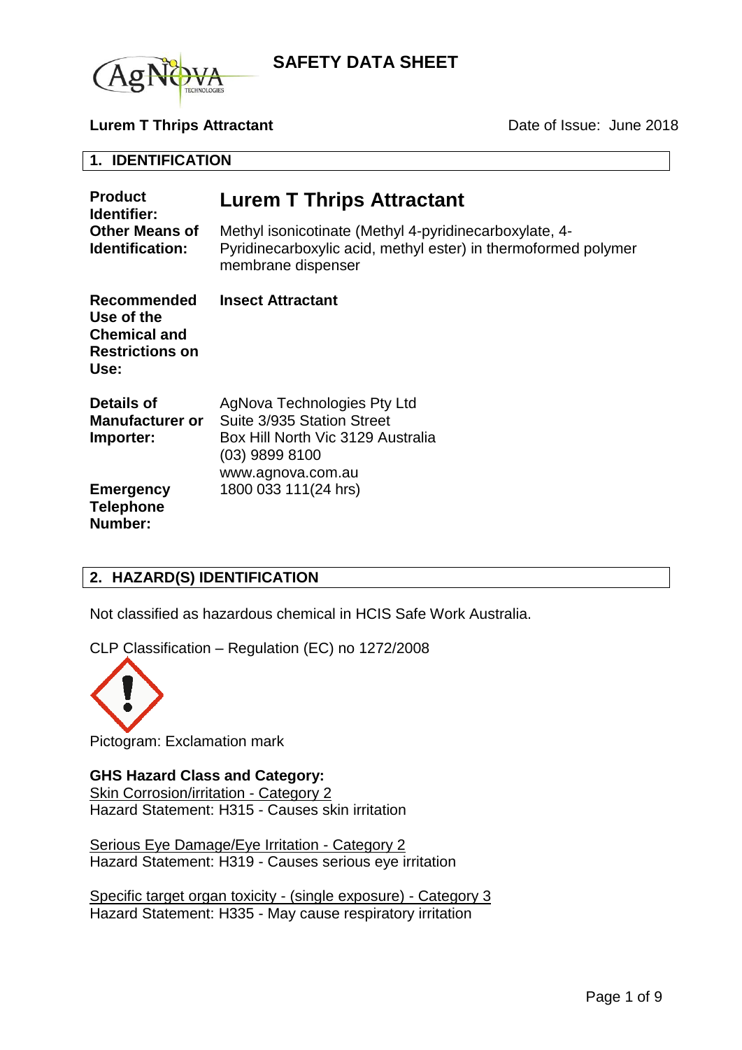# SAFETY DATA SHEET

**Lurem T Thrips Attractant** Date of Issue: June 2018

## 1. IDENTIFICATION

**Product Identifier:** **Lurem T Thrips Attractant**

**Other Means of Identification:** Methyl isonicotinate (Methyl 4-pyridinecarboxylate, 4-Pyridinecarboxylic acid, methyl ester) in thermoformed polymer membrane dispenser

**Recommended Use of the Chemical and Restrictions on Use:** **Insect Attractant**

**Details of Manufacturer or Importer:**
AgNova Technologies Pty Ltd
Suite 3/935 Station Street
Box Hill North Vic 3129 Australia
(03) 9899 8100
www.agnova.com.au

**Emergency Telephone Number:** 1800 033 111(24 hrs)

## 2. HAZARD(S) IDENTIFICATION

Not classified as hazardous chemical in HCIS Safe Work Australia.

CLP Classification – Regulation (EC) no 1272/2008

Pictogram: Exclamation mark

**GHS Hazard Class and Category:**

Skin Corrosion/irritation - Category 2
Hazard Statement: H315 - Causes skin irritation

Serious Eye Damage/Eye Irritation - Category 2
Hazard Statement: H319 - Causes serious eye irritation

Specific target organ toxicity - (single exposure) - Category 3
Hazard Statement: H335 - May cause respiratory irritation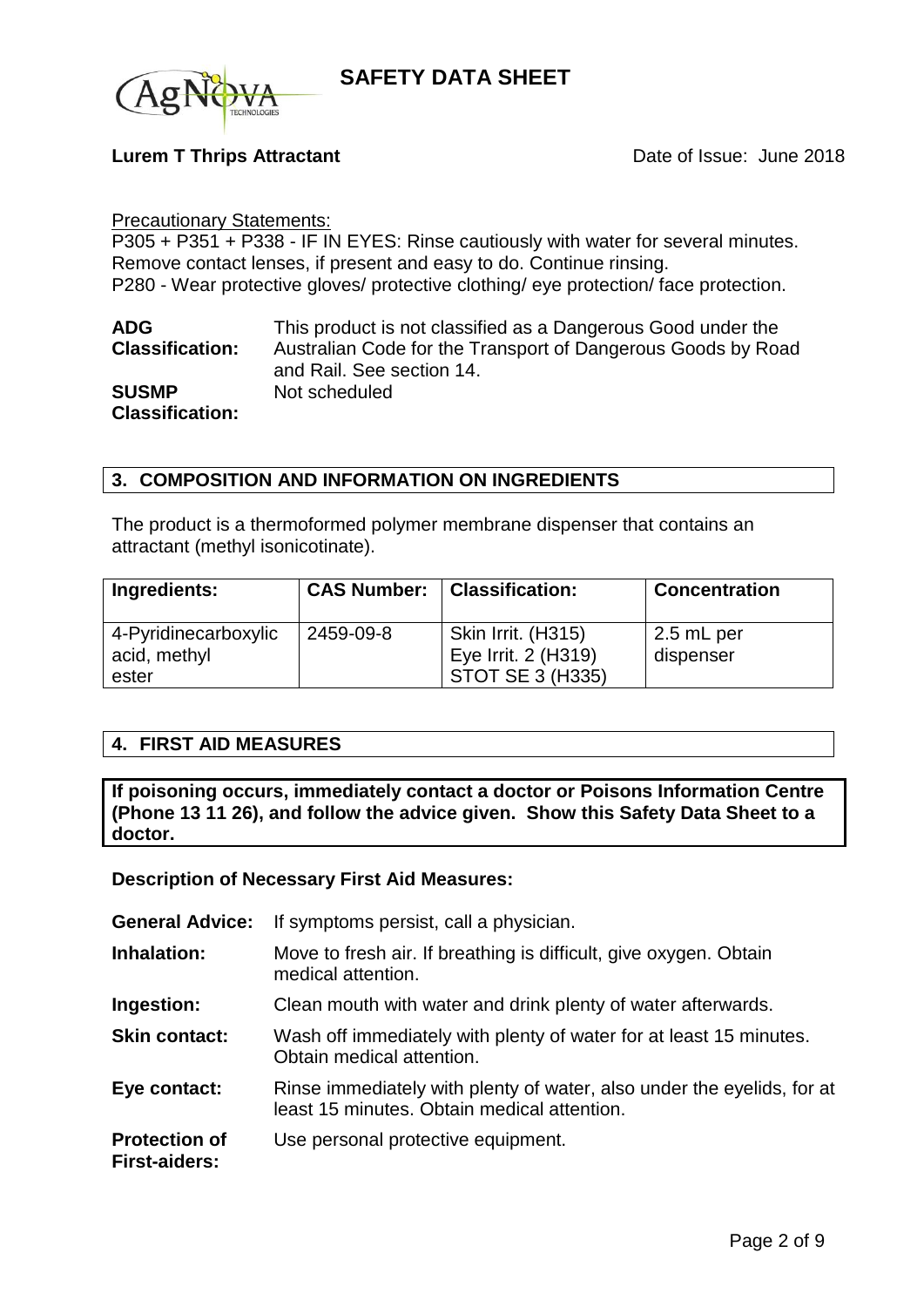Precautionary Statements:

P305 + P351 + P338 - IF IN EYES: Rinse cautiously with water for several minutes. Remove contact lenses, if present and easy to do. Continue rinsing.
P280 - Wear protective gloves/ protective clothing/ eye protection/ face protection.

**ADG Classification:** This product is not classified as a Dangerous Good under the Australian Code for the Transport of Dangerous Goods by Road and Rail. See section 14.

**SUSMP Classification:** Not scheduled

## 3. COMPOSITION AND INFORMATION ON INGREDIENTS

The product is a thermoformed polymer membrane dispenser that contains an attractant (methyl isonicotinate).

| Ingredients: | CAS Number: | Classification: | Concentration |
|---|---|---|---|
| 4-Pyridinecarboxylic acid, methyl ester | 2459-09-8 | Skin Irrit. (H315)<br>Eye Irrit. 2 (H319)<br>STOT SE 3 (H335) | 2.5 mL per dispenser |

## 4. FIRST AID MEASURES

**If poisoning occurs, immediately contact a doctor or Poisons Information Centre (Phone 13 11 26), and follow the advice given. Show this Safety Data Sheet to a doctor.**

**Description of Necessary First Aid Measures:**

**General Advice:** If symptoms persist, call a physician.

**Inhalation:** Move to fresh air. If breathing is difficult, give oxygen. Obtain medical attention.

**Ingestion:** Clean mouth with water and drink plenty of water afterwards.

**Skin contact:** Wash off immediately with plenty of water for at least 15 minutes. Obtain medical attention.

**Eye contact:** Rinse immediately with plenty of water, also under the eyelids, for at least 15 minutes. Obtain medical attention.

**Protection of First-aiders:** Use personal protective equipment.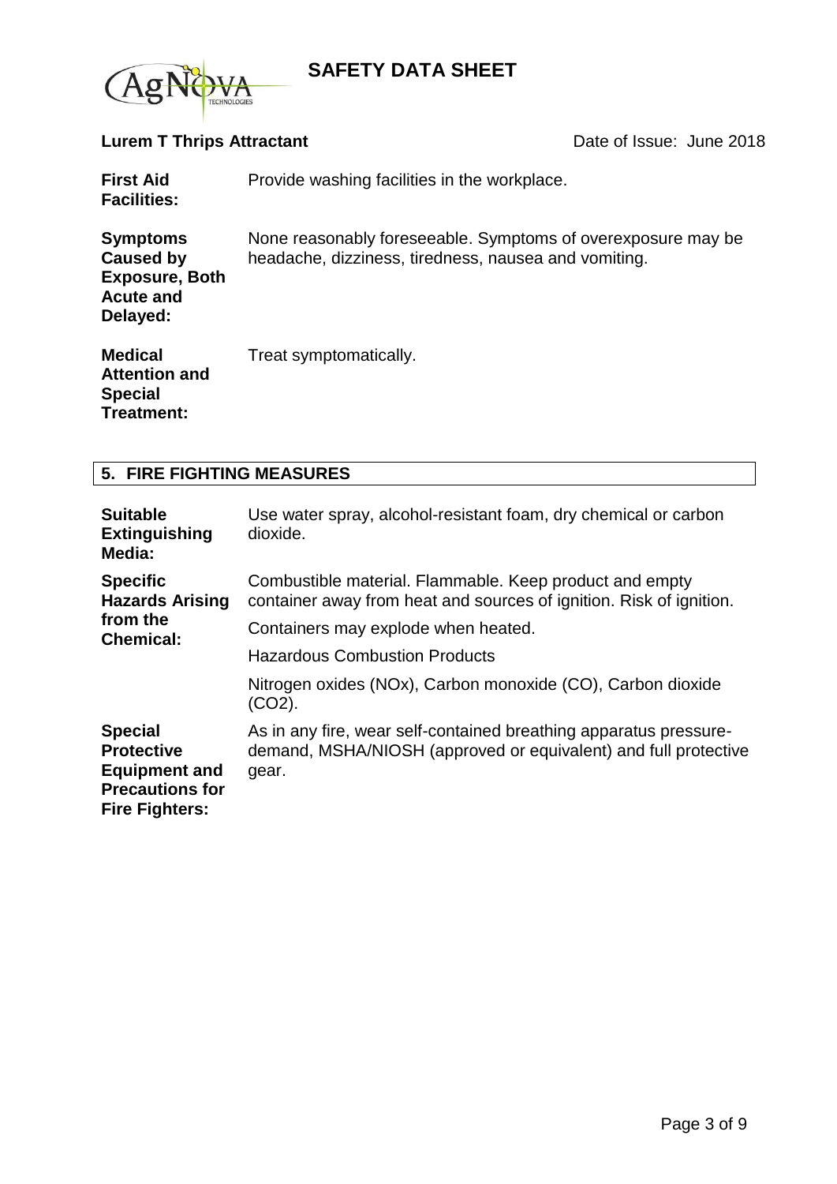**Lurem T Thrips Attractant** Date of Issue: June 2018

**First Aid Facilities:** Provide washing facilities in the workplace.

**Symptoms Caused by Exposure, Both Acute and Delayed:** None reasonably foreseeable. Symptoms of overexposure may be headache, dizziness, tiredness, nausea and vomiting.

**Medical Attention and Special Treatment:** Treat symptomatically.

## 5. FIRE FIGHTING MEASURES

**Suitable Extinguishing Media:** Use water spray, alcohol-resistant foam, dry chemical or carbon dioxide.

**Specific Hazards Arising from the Chemical:** Combustible material. Flammable. Keep product and empty container away from heat and sources of ignition. Risk of ignition.

Containers may explode when heated.

Hazardous Combustion Products

Nitrogen oxides (NOx), Carbon monoxide (CO), Carbon dioxide ($CO_2$).

**Special Protective Equipment and Precautions for Fire Fighters:** As in any fire, wear self-contained breathing apparatus pressure-demand, MSHA/NIOSH (approved or equivalent) and full protective gear.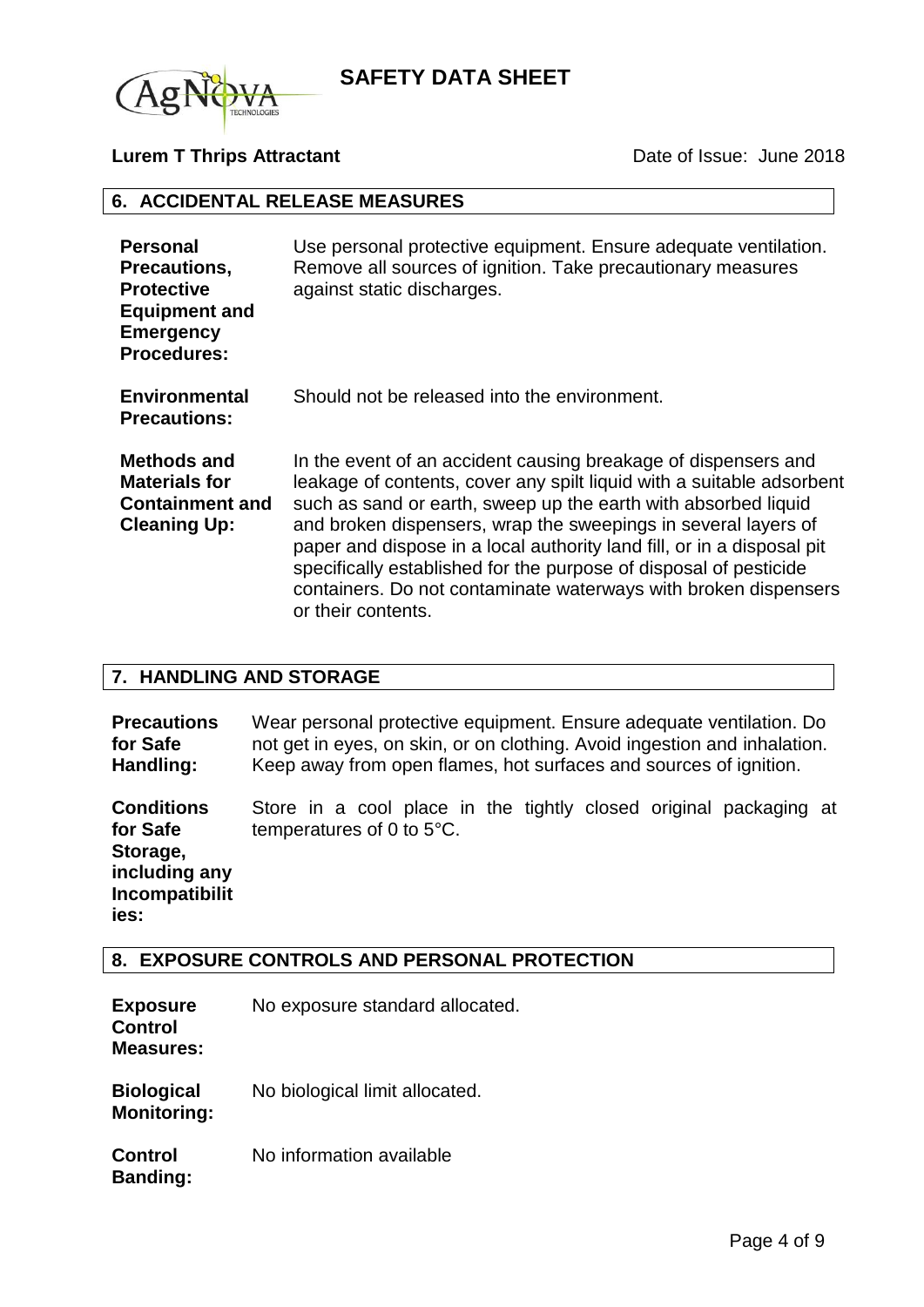## 6. ACCIDENTAL RELEASE MEASURES

**Personal Precautions, Protective Equipment and Emergency Procedures:** Use personal protective equipment. Ensure adequate ventilation. Remove all sources of ignition. Take precautionary measures against static discharges.

**Environmental Precautions:** Should not be released into the environment.

**Methods and Materials for Containment and Cleaning Up:** In the event of an accident causing breakage of dispensers and leakage of contents, cover any spilt liquid with a suitable adsorbent such as sand or earth, sweep up the earth with absorbed liquid and broken dispensers, wrap the sweepings in several layers of paper and dispose in a local authority land fill, or in a disposal pit specifically established for the purpose of disposal of pesticide containers. Do not contaminate waterways with broken dispensers or their contents.

## 7. HANDLING AND STORAGE

**Precautions for Safe Handling:** Wear personal protective equipment. Ensure adequate ventilation. Do not get in eyes, on skin, or on clothing. Avoid ingestion and inhalation. Keep away from open flames, hot surfaces and sources of ignition.

**Conditions for Safe Storage, including any Incompatibilities:** Store in a cool place in the tightly closed original packaging at temperatures of 0 to 5°C.

## 8. EXPOSURE CONTROLS AND PERSONAL PROTECTION

**Exposure Control Measures:** No exposure standard allocated.

**Biological Monitoring:** No biological limit allocated.

**Control Banding:** No information available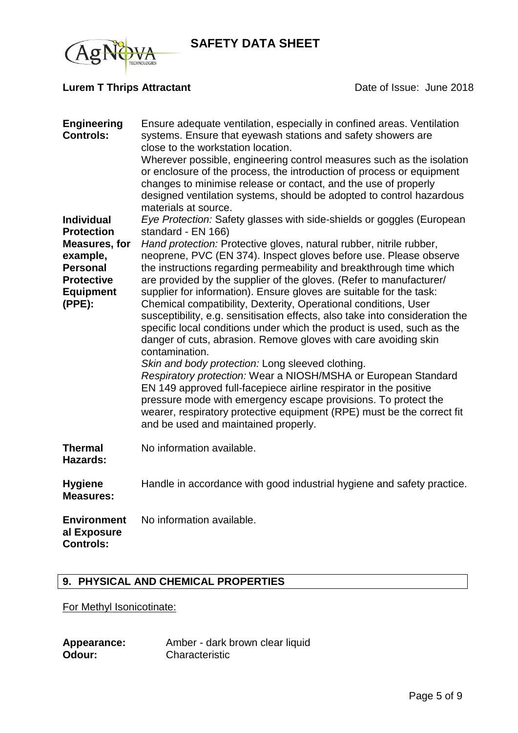| | |
|---|---|
| **Engineering Controls:** | Ensure adequate ventilation, especially in confined areas. Ventilation systems. Ensure that eyewash stations and safety showers are close to the workstation location.<br>Wherever possible, engineering control measures such as the isolation or enclosure of the process, the introduction of process or equipment changes to minimise release or contact, and the use of properly designed ventilation systems, should be adopted to control hazardous materials at source. |
| **Individual Protection Measures, for example, Personal Protective Equipment (PPE):** | *Eye Protection:* Safety glasses with side-shields or goggles (European standard - EN 166)<br>*Hand protection:* Protective gloves, natural rubber, nitrile rubber, neoprene, PVC (EN 374). Inspect gloves before use. Please observe the instructions regarding permeability and breakthrough time which are provided by the supplier of the gloves. (Refer to manufacturer/ supplier for information). Ensure gloves are suitable for the task: Chemical compatibility, Dexterity, Operational conditions, User susceptibility, e.g. sensitisation effects, also take into consideration the specific local conditions under which the product is used, such as the danger of cuts, abrasion. Remove gloves with care avoiding skin contamination.<br>*Skin and body protection:* Long sleeved clothing.<br>*Respiratory protection:* Wear a NIOSH/MSHA or European Standard EN 149 approved full-facepiece airline respirator in the positive pressure mode with emergency escape provisions. To protect the wearer, respiratory protective equipment (RPE) must be the correct fit and be used and maintained properly. |
| **Thermal Hazards:** | No information available. |
| **Hygiene Measures:** | Handle in accordance with good industrial hygiene and safety practice. |
| **Environmental Exposure Controls:** | No information available. |

## 9. PHYSICAL AND CHEMICAL PROPERTIES

For Methyl Isonicotinate:

| | |
|---|---|
| **Appearance:** | Amber - dark brown clear liquid |
| **Odour:** | Characteristic |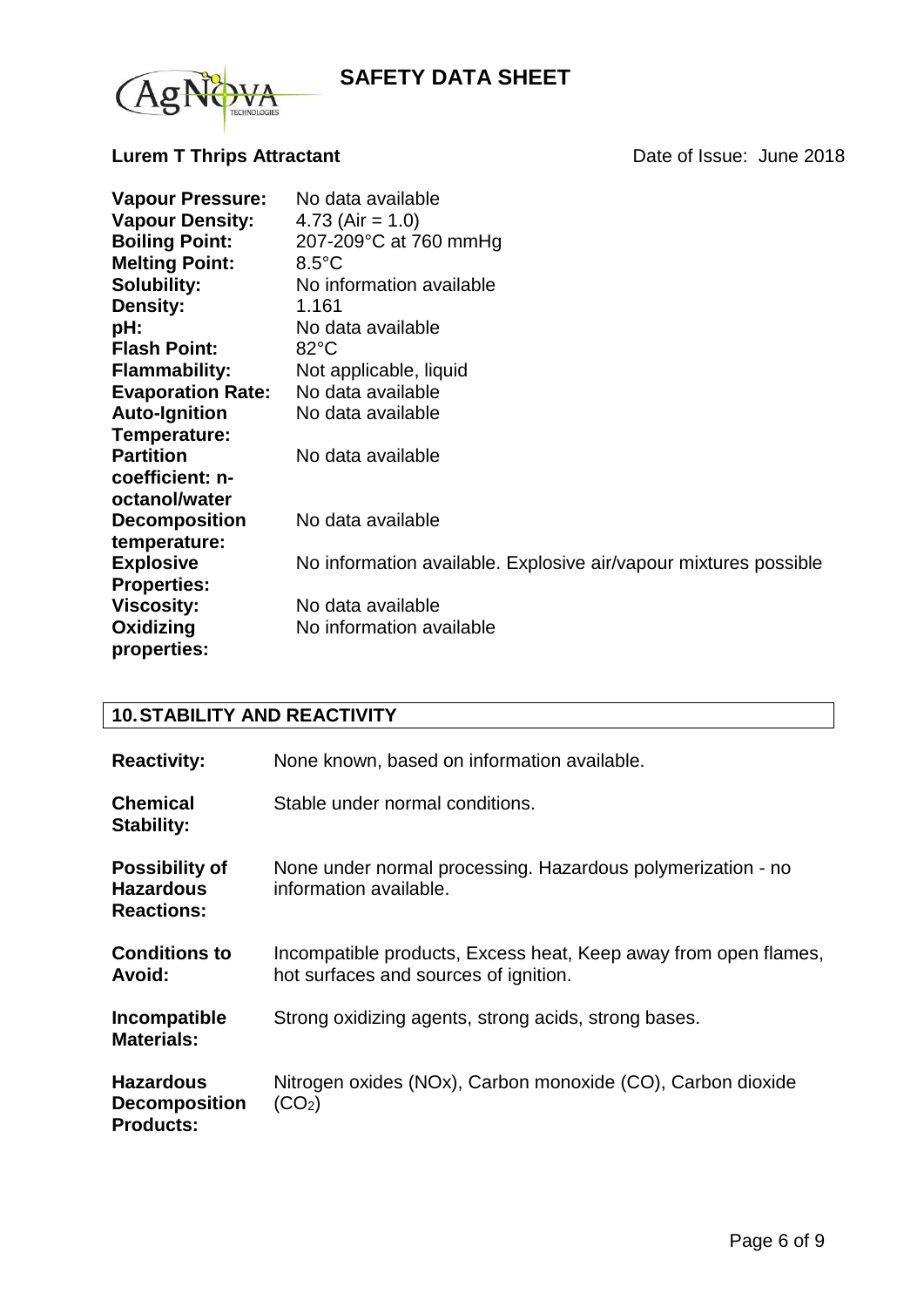| | |
|---|---|
| **Vapour Pressure:** | No data available |
| **Vapour Density:** | 4.73 (Air = 1.0) |
| **Boiling Point:** | 207-209°C at 760 mmHg |
| **Melting Point:** | 8.5°C |
| **Solubility:** | No information available |
| **Density:** | 1.161 |
| **pH:** | No data available |
| **Flash Point:** | 82°C |
| **Flammability:** | Not applicable, liquid |
| **Evaporation Rate:** | No data available |
| **Auto-Ignition Temperature:** | No data available |
| **Partition coefficient: n-octanol/water** | No data available |
| **Decomposition temperature:** | No data available |
| **Explosive Properties:** | No information available. Explosive air/vapour mixtures possible |
| **Viscosity:** | No data available |
| **Oxidizing properties:** | No information available |

## 10. STABILITY AND REACTIVITY

| | |
|---|---|
| **Reactivity:** | None known, based on information available. |
| **Chemical Stability:** | Stable under normal conditions. |
| **Possibility of Hazardous Reactions:** | None under normal processing. Hazardous polymerization - no information available. |
| **Conditions to Avoid:** | Incompatible products, Excess heat, Keep away from open flames, hot surfaces and sources of ignition. |
| **Incompatible Materials:** | Strong oxidizing agents, strong acids, strong bases. |
| **Hazardous Decomposition Products:** | Nitrogen oxides (NOx), Carbon monoxide (CO), Carbon dioxide ($CO_2$) |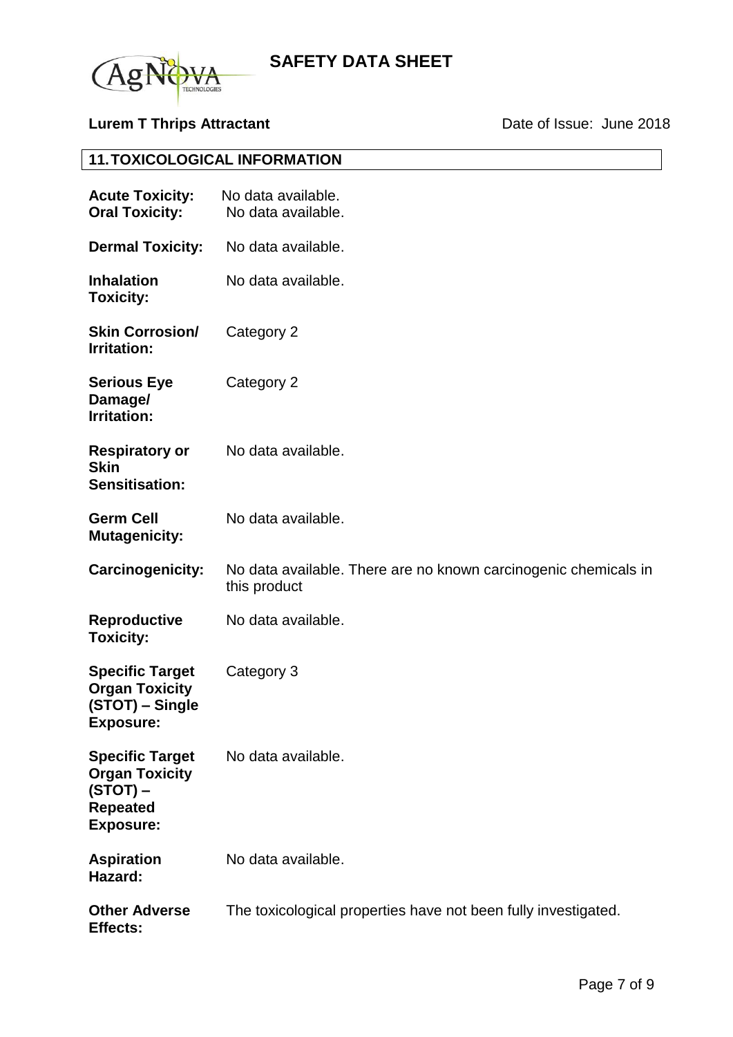## 11. TOXICOLOGICAL INFORMATION

| | |
|---|---|
| **Acute Toxicity:** | No data available. |
| **Oral Toxicity:** | No data available. |
| **Dermal Toxicity:** | No data available. |
| **Inhalation Toxicity:** | No data available. |
| **Skin Corrosion/ Irritation:** | Category 2 |
| **Serious Eye Damage/ Irritation:** | Category 2 |
| **Respiratory or Skin Sensitisation:** | No data available. |
| **Germ Cell Mutagenicity:** | No data available. |
| **Carcinogenicity:** | No data available. There are no known carcinogenic chemicals in this product |
| **Reproductive Toxicity:** | No data available. |
| **Specific Target Organ Toxicity (STOT) – Single Exposure:** | Category 3 |
| **Specific Target Organ Toxicity (STOT) – Repeated Exposure:** | No data available. |
| **Aspiration Hazard:** | No data available. |
| **Other Adverse Effects:** | The toxicological properties have not been fully investigated. |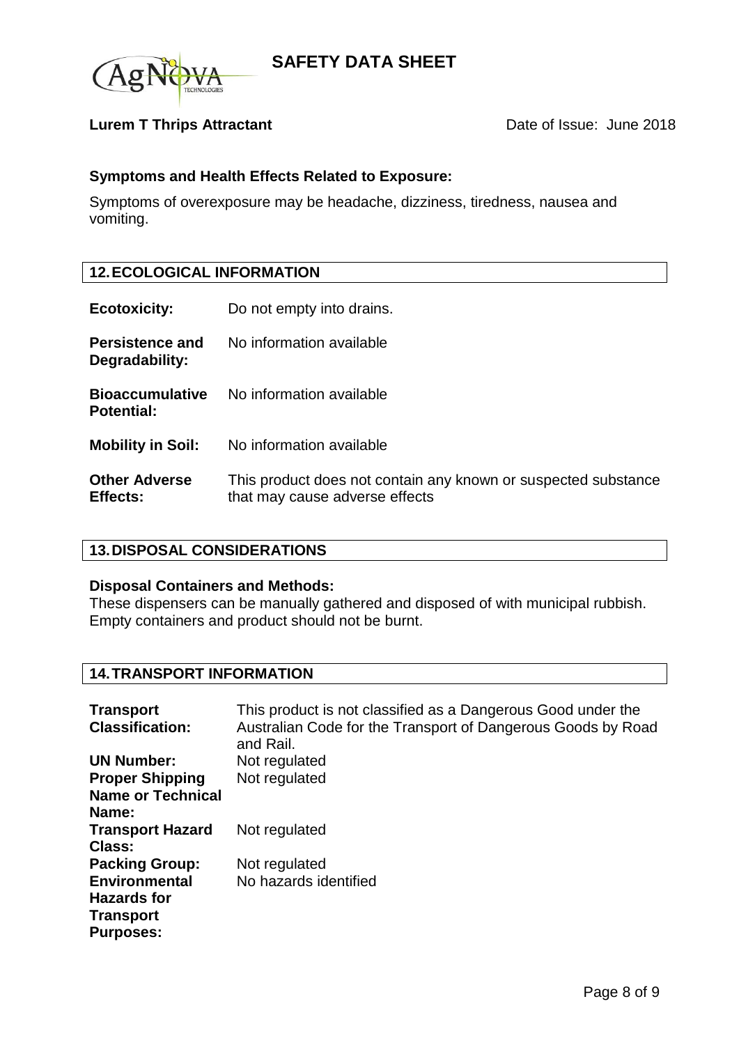**Lurem T Thrips Attractant** Date of Issue: June 2018

### Symptoms and Health Effects Related to Exposure:

Symptoms of overexposure may be headache, dizziness, tiredness, nausea and vomiting.

## 12. ECOLOGICAL INFORMATION

| | |
|---|---|
| **Ecotoxicity:** | Do not empty into drains. |
| **Persistence and Degradability:** | No information available |
| **Bioaccumulative Potential:** | No information available |
| **Mobility in Soil:** | No information available |
| **Other Adverse Effects:** | This product does not contain any known or suspected substance that may cause adverse effects |

## 13. DISPOSAL CONSIDERATIONS

**Disposal Containers and Methods:**
These dispensers can be manually gathered and disposed of with municipal rubbish. Empty containers and product should not be burnt.

## 14. TRANSPORT INFORMATION

| | |
|---|---|
| **Transport Classification:** | This product is not classified as a Dangerous Good under the Australian Code for the Transport of Dangerous Goods by Road and Rail. |
| **UN Number:** | Not regulated |
| **Proper Shipping Name or Technical Name:** | Not regulated |
| **Transport Hazard Class:** | Not regulated |
| **Packing Group:** | Not regulated |
| **Environmental Hazards for Transport Purposes:** | No hazards identified |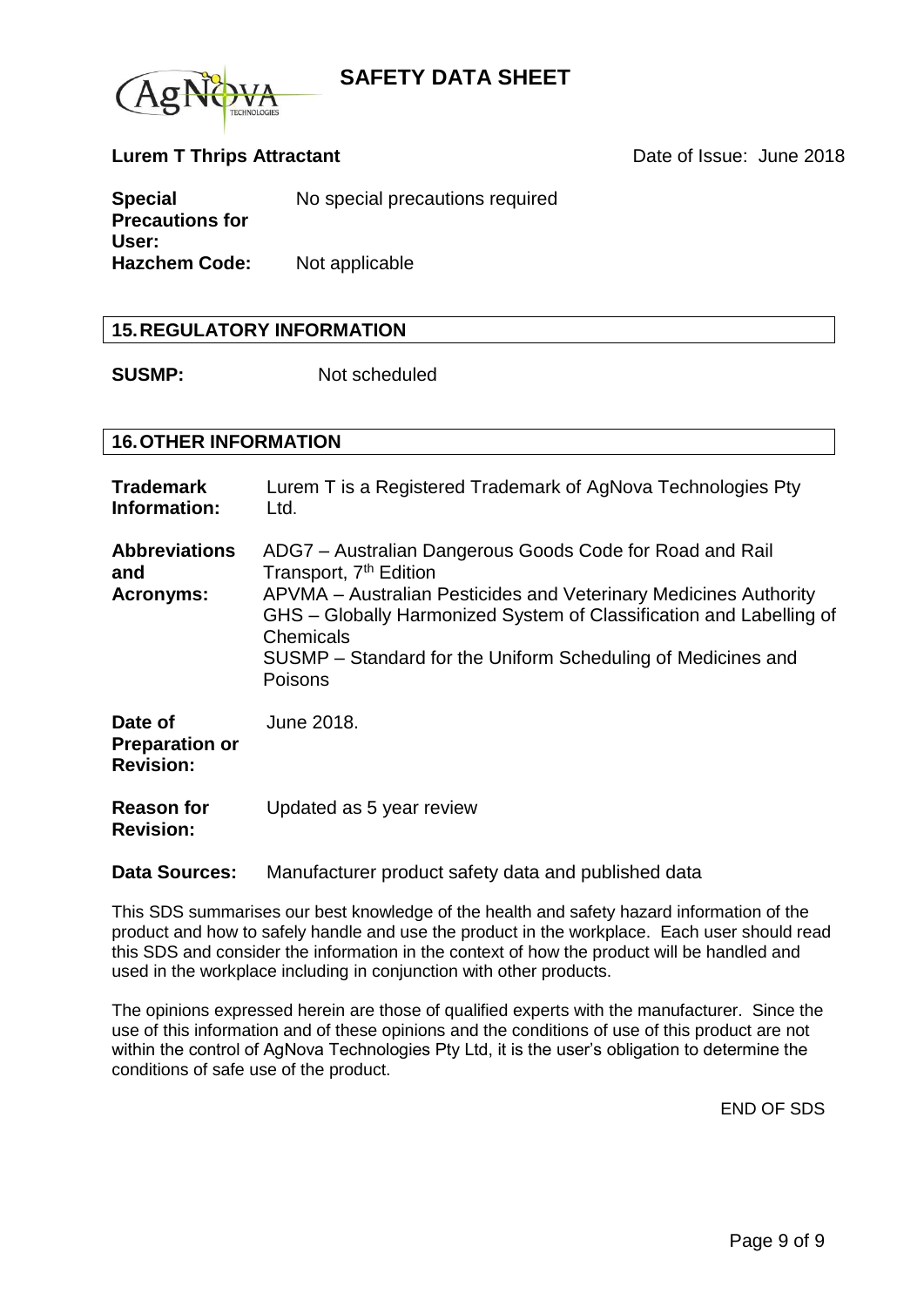**Special Precautions for User:** No special precautions required

**Hazchem Code:** Not applicable

## 15. REGULATORY INFORMATION

**SUSMP:** Not scheduled

## 16. OTHER INFORMATION

**Trademark Information:** Lurem T is a Registered Trademark of AgNova Technologies Pty Ltd.

**Abbreviations and Acronyms:**
ADG7 – Australian Dangerous Goods Code for Road and Rail Transport, 7th Edition
APVMA – Australian Pesticides and Veterinary Medicines Authority
GHS – Globally Harmonized System of Classification and Labelling of Chemicals
SUSMP – Standard for the Uniform Scheduling of Medicines and Poisons

**Date of Preparation or Revision:** June 2018.

**Reason for Revision:** Updated as 5 year review

**Data Sources:** Manufacturer product safety data and published data

This SDS summarises our best knowledge of the health and safety hazard information of the product and how to safely handle and use the product in the workplace. Each user should read this SDS and consider the information in the context of how the product will be handled and used in the workplace including in conjunction with other products.

The opinions expressed herein are those of qualified experts with the manufacturer. Since the use of this information and of these opinions and the conditions of use of this product are not within the control of AgNova Technologies Pty Ltd, it is the user's obligation to determine the conditions of safe use of the product.

END OF SDS